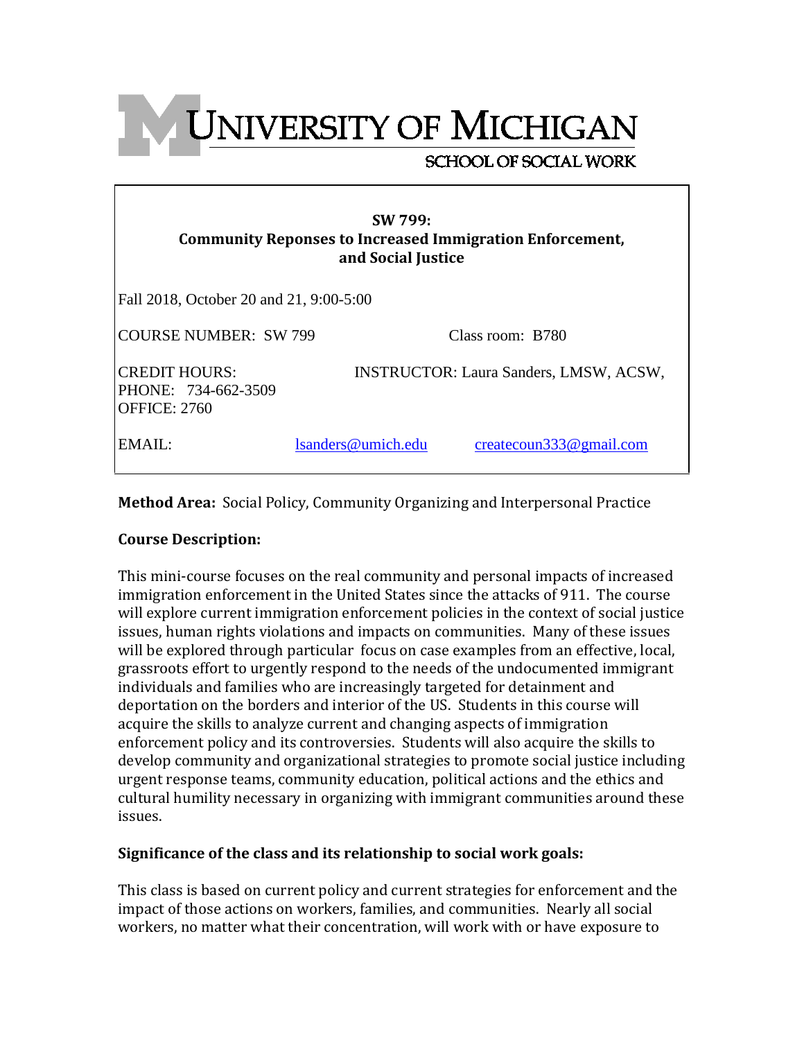# UNIVERSITY OF MICHIGAN

SCHOOL OF SOCIAL WORK

**SW 799:**
**Community Reponses to Increased Immigration Enforcement, and Social Justice**

Fall 2018, October 20 and 21, 9:00-5:00

COURSE NUMBER: SW 799 Class room: B780

CREDIT HOURS: INSTRUCTOR: Laura Sanders, LMSW, ACSW,
PHONE: 734-662-3509
OFFICE: 2760

EMAIL: lsanders@umich.edu createcoun333@gmail.com

**Method Area:** Social Policy, Community Organizing and Interpersonal Practice

**Course Description:**

This mini-course focuses on the real community and personal impacts of increased immigration enforcement in the United States since the attacks of 911. The course will explore current immigration enforcement policies in the context of social justice issues, human rights violations and impacts on communities. Many of these issues will be explored through particular focus on case examples from an effective, local, grassroots effort to urgently respond to the needs of the undocumented immigrant individuals and families who are increasingly targeted for detainment and deportation on the borders and interior of the US. Students in this course will acquire the skills to analyze current and changing aspects of immigration enforcement policy and its controversies. Students will also acquire the skills to develop community and organizational strategies to promote social justice including urgent response teams, community education, political actions and the ethics and cultural humility necessary in organizing with immigrant communities around these issues.

**Significance of the class and its relationship to social work goals:**

This class is based on current policy and current strategies for enforcement and the impact of those actions on workers, families, and communities. Nearly all social workers, no matter what their concentration, will work with or have exposure to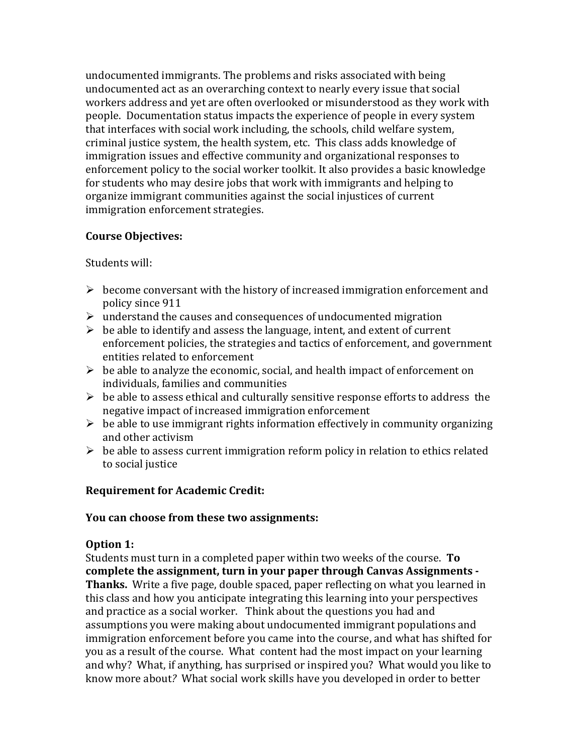undocumented immigrants. The problems and risks associated with being undocumented act as an overarching context to nearly every issue that social workers address and yet are often overlooked or misunderstood as they work with people. Documentation status impacts the experience of people in every system that interfaces with social work including, the schools, child welfare system, criminal justice system, the health system, etc. This class adds knowledge of immigration issues and effective community and organizational responses to enforcement policy to the social worker toolkit. It also provides a basic knowledge for students who may desire jobs that work with immigrants and helping to organize immigrant communities against the social injustices of current immigration enforcement strategies.

**Course Objectives:**

Students will:

- become conversant with the history of increased immigration enforcement and policy since 911
- understand the causes and consequences of undocumented migration
- be able to identify and assess the language, intent, and extent of current enforcement policies, the strategies and tactics of enforcement, and government entities related to enforcement
- be able to analyze the economic, social, and health impact of enforcement on individuals, families and communities
- be able to assess ethical and culturally sensitive response efforts to address the negative impact of increased immigration enforcement
- be able to use immigrant rights information effectively in community organizing and other activism
- be able to assess current immigration reform policy in relation to ethics related to social justice

**Requirement for Academic Credit:**

**You can choose from these two assignments:**

**Option 1:**
Students must turn in a completed paper within two weeks of the course. **To complete the assignment, turn in your paper through Canvas Assignments - Thanks.** Write a five page, double spaced, paper reflecting on what you learned in this class and how you anticipate integrating this learning into your perspectives and practice as a social worker. Think about the questions you had and assumptions you were making about undocumented immigrant populations and immigration enforcement before you came into the course, and what has shifted for you as a result of the course. What content had the most impact on your learning and why? What, if anything, has surprised or inspired you? What would you like to know more about*?* What social work skills have you developed in order to better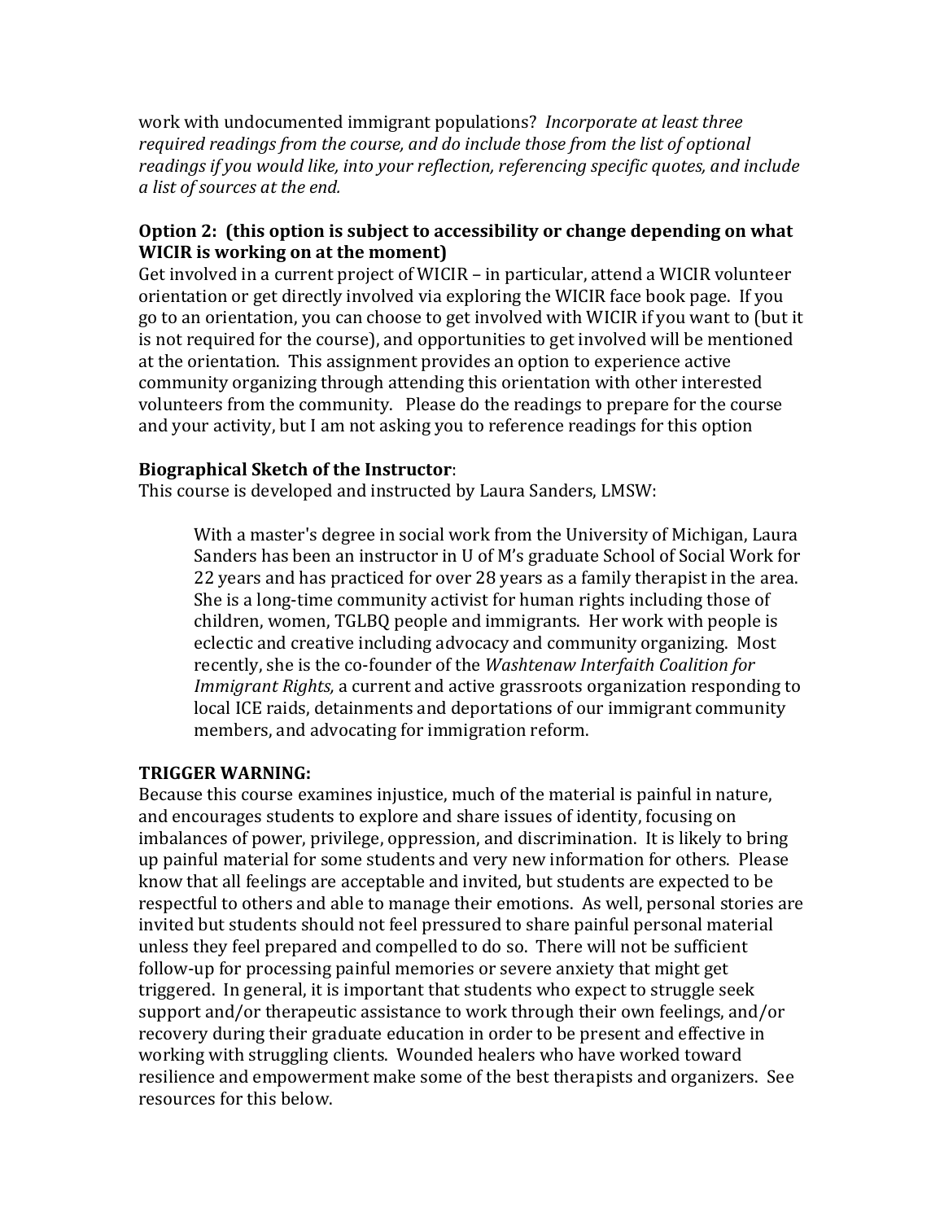work with undocumented immigrant populations? *Incorporate at least three required readings from the course, and do include those from the list of optional readings if you would like, into your reflection, referencing specific quotes, and include a list of sources at the end.*

**Option 2: (this option is subject to accessibility or change depending on what WICIR is working on at the moment)**
Get involved in a current project of WICIR – in particular, attend a WICIR volunteer orientation or get directly involved via exploring the WICIR face book page. If you go to an orientation, you can choose to get involved with WICIR if you want to (but it is not required for the course), and opportunities to get involved will be mentioned at the orientation. This assignment provides an option to experience active community organizing through attending this orientation with other interested volunteers from the community. Please do the readings to prepare for the course and your activity, but I am not asking you to reference readings for this option

**Biographical Sketch of the Instructor**:
This course is developed and instructed by Laura Sanders, LMSW:

> With a master's degree in social work from the University of Michigan, Laura Sanders has been an instructor in U of M's graduate School of Social Work for 22 years and has practiced for over 28 years as a family therapist in the area. She is a long-time community activist for human rights including those of children, women, TGLBQ people and immigrants. Her work with people is eclectic and creative including advocacy and community organizing. Most recently, she is the co-founder of the *Washtenaw Interfaith Coalition for Immigrant Rights,* a current and active grassroots organization responding to local ICE raids, detainments and deportations of our immigrant community members, and advocating for immigration reform.

**TRIGGER WARNING:**
Because this course examines injustice, much of the material is painful in nature, and encourages students to explore and share issues of identity, focusing on imbalances of power, privilege, oppression, and discrimination. It is likely to bring up painful material for some students and very new information for others. Please know that all feelings are acceptable and invited, but students are expected to be respectful to others and able to manage their emotions. As well, personal stories are invited but students should not feel pressured to share painful personal material unless they feel prepared and compelled to do so. There will not be sufficient follow-up for processing painful memories or severe anxiety that might get triggered. In general, it is important that students who expect to struggle seek support and/or therapeutic assistance to work through their own feelings, and/or recovery during their graduate education in order to be present and effective in working with struggling clients. Wounded healers who have worked toward resilience and empowerment make some of the best therapists and organizers. See resources for this below.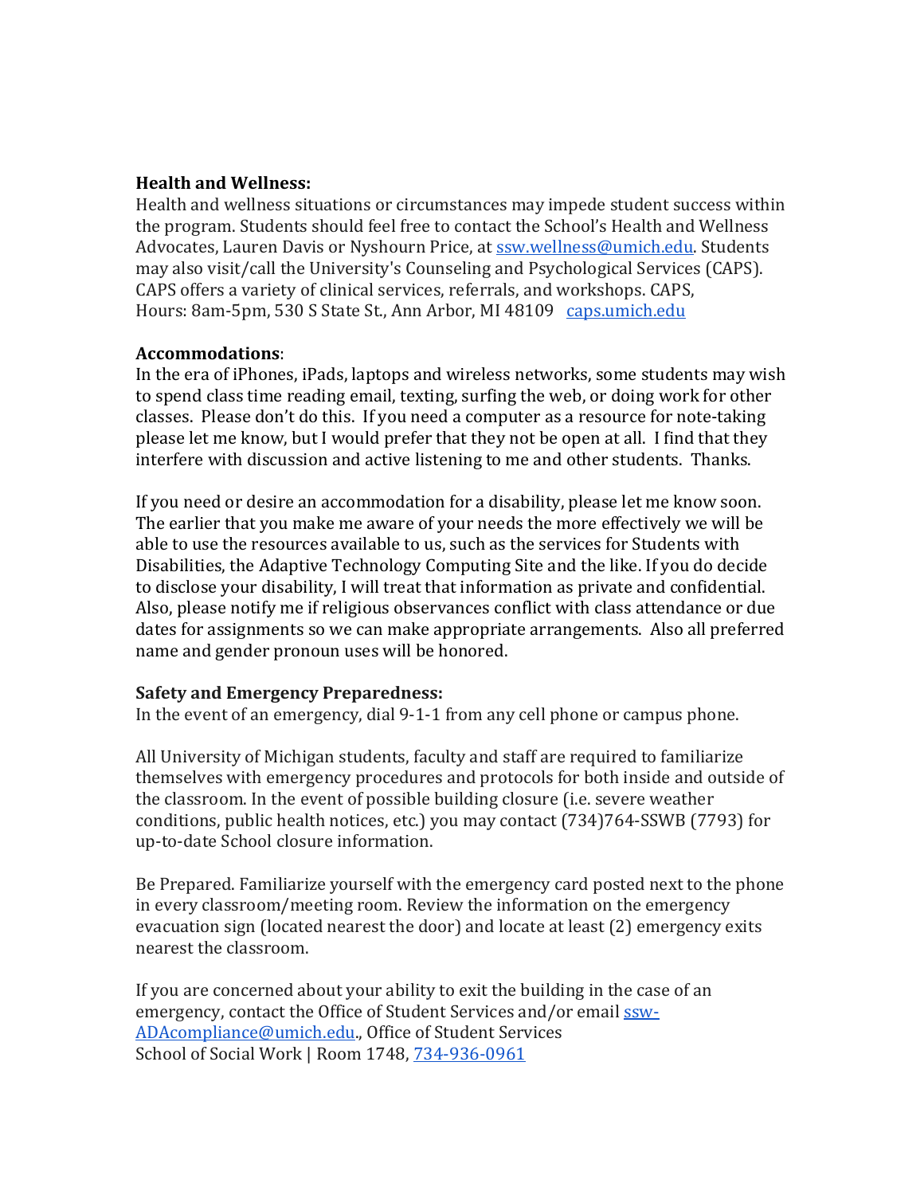**Health and Wellness:**
Health and wellness situations or circumstances may impede student success within the program. Students should feel free to contact the School's Health and Wellness Advocates, Lauren Davis or Nyshourn Price, at ssw.wellness@umich.edu. Students may also visit/call the University's Counseling and Psychological Services (CAPS). CAPS offers a variety of clinical services, referrals, and workshops. CAPS, Hours: 8am-5pm, 530 S State St., Ann Arbor, MI 48109 caps.umich.edu

**Accommodations**:
In the era of iPhones, iPads, laptops and wireless networks, some students may wish to spend class time reading email, texting, surfing the web, or doing work for other classes. Please don't do this. If you need a computer as a resource for note-taking please let me know, but I would prefer that they not be open at all. I find that they interfere with discussion and active listening to me and other students. Thanks.

If you need or desire an accommodation for a disability, please let me know soon. The earlier that you make me aware of your needs the more effectively we will be able to use the resources available to us, such as the services for Students with Disabilities, the Adaptive Technology Computing Site and the like. If you do decide to disclose your disability, I will treat that information as private and confidential. Also, please notify me if religious observances conflict with class attendance or due dates for assignments so we can make appropriate arrangements. Also all preferred name and gender pronoun uses will be honored.

**Safety and Emergency Preparedness:**
In the event of an emergency, dial 9-1-1 from any cell phone or campus phone.

All University of Michigan students, faculty and staff are required to familiarize themselves with emergency procedures and protocols for both inside and outside of the classroom. In the event of possible building closure (i.e. severe weather conditions, public health notices, etc.) you may contact (734)764-SSWB (7793) for up-to-date School closure information.

Be Prepared. Familiarize yourself with the emergency card posted next to the phone in every classroom/meeting room. Review the information on the emergency evacuation sign (located nearest the door) and locate at least (2) emergency exits nearest the classroom.

If you are concerned about your ability to exit the building in the case of an emergency, contact the Office of Student Services and/or email ssw-ADAcompliance@umich.edu., Office of Student Services
School of Social Work | Room 1748, 734-936-0961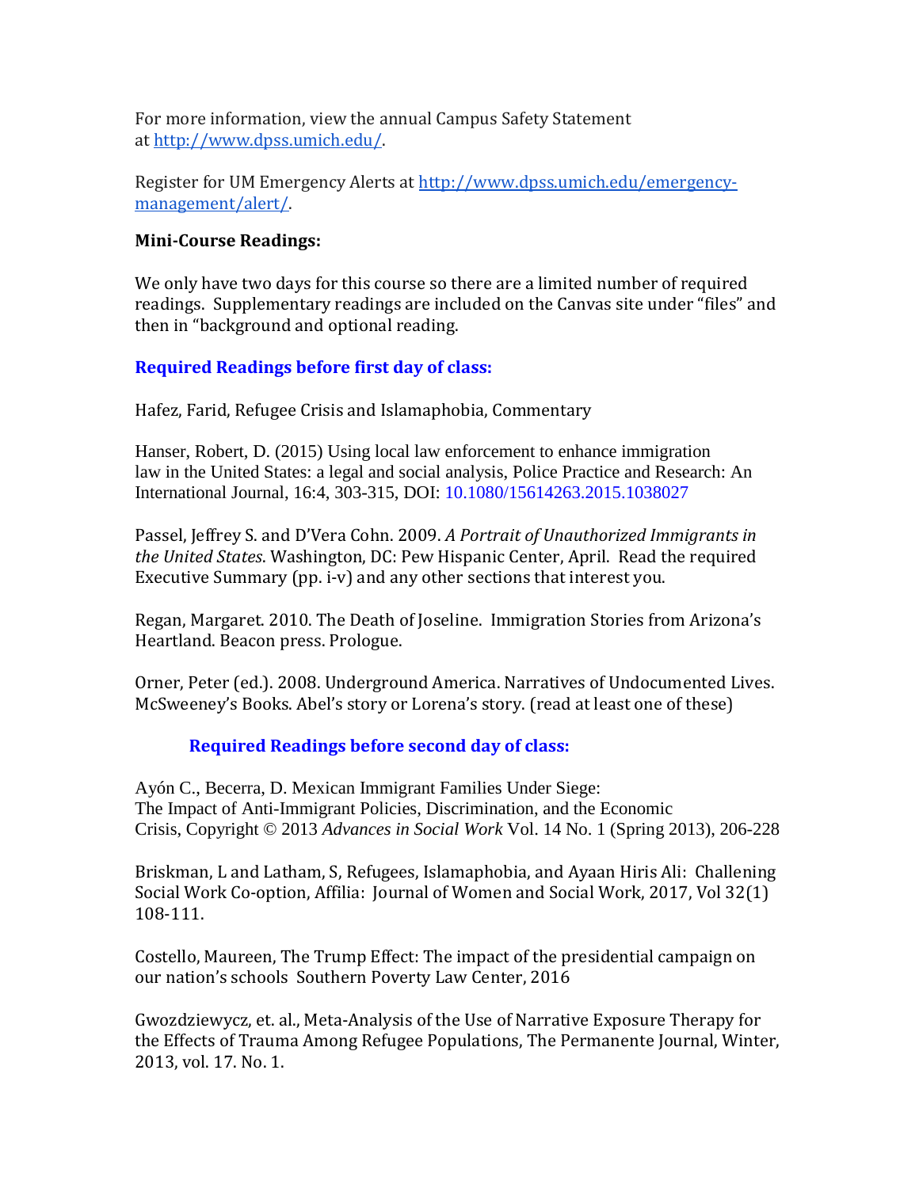For more information, view the annual Campus Safety Statement at [http://www.dpss.umich.edu/](http://www.dpss.umich.edu/).

Register for UM Emergency Alerts at [http://www.dpss.umich.edu/emergency-management/alert/](http://www.dpss.umich.edu/emergency-management/alert/).

**Mini-Course Readings:**

We only have two days for this course so there are a limited number of required readings. Supplementary readings are included on the Canvas site under "files" and then in "background and optional reading.

### Required Readings before first day of class:

Hafez, Farid, Refugee Crisis and Islamaphobia, Commentary

Hanser, Robert, D. (2015) Using local law enforcement to enhance immigration law in the United States: a legal and social analysis, Police Practice and Research: An International Journal, 16:4, 303-315, DOI: 10.1080/15614263.2015.1038027

Passel, Jeffrey S. and D'Vera Cohn. 2009. *A Portrait of Unauthorized Immigrants in the United States*. Washington, DC: Pew Hispanic Center, April. Read the required Executive Summary (pp. i-v) and any other sections that interest you.

Regan, Margaret. 2010. The Death of Joseline. Immigration Stories from Arizona's Heartland. Beacon press. Prologue.

Orner, Peter (ed.). 2008. Underground America. Narratives of Undocumented Lives. McSweeney's Books. Abel's story or Lorena's story. (read at least one of these)

### Required Readings before second day of class:

Ayón C., Becerra, D. Mexican Immigrant Families Under Siege: The Impact of Anti-Immigrant Policies, Discrimination, and the Economic Crisis, Copyright © 2013 *Advances in Social Work* Vol. 14 No. 1 (Spring 2013), 206-228

Briskman, L and Latham, S, Refugees, Islamaphobia, and Ayaan Hiris Ali: Challening Social Work Co-option, Affilia: Journal of Women and Social Work, 2017, Vol 32(1) 108-111.

Costello, Maureen, The Trump Effect: The impact of the presidential campaign on our nation's schools Southern Poverty Law Center, 2016

Gwozdziewycz, et. al., Meta-Analysis of the Use of Narrative Exposure Therapy for the Effects of Trauma Among Refugee Populations, The Permanente Journal, Winter, 2013, vol. 17. No. 1.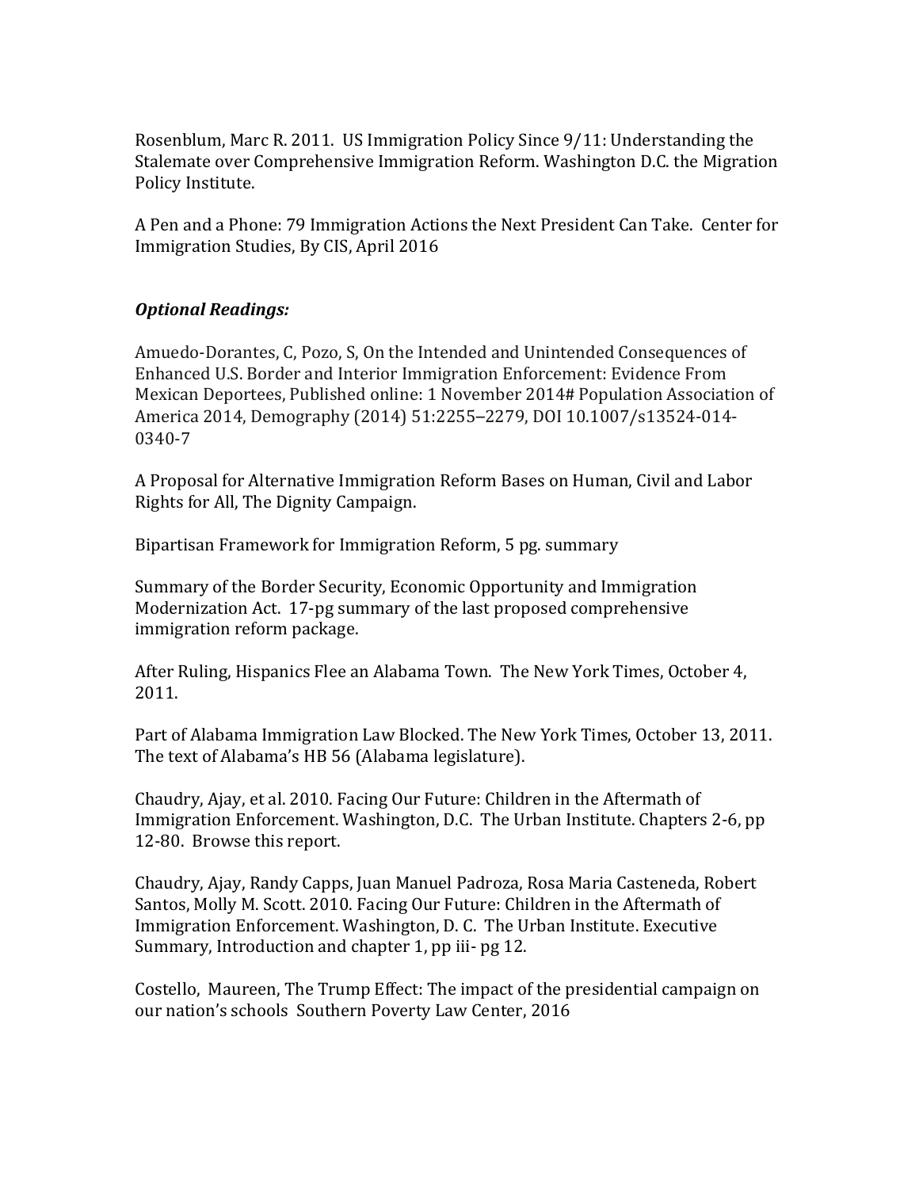Rosenblum, Marc R. 2011. US Immigration Policy Since 9/11: Understanding the Stalemate over Comprehensive Immigration Reform. Washington D.C. the Migration Policy Institute.

A Pen and a Phone: 79 Immigration Actions the Next President Can Take. Center for Immigration Studies, By CIS, April 2016

***Optional Readings:***

Amuedo-Dorantes, C, Pozo, S, On the Intended and Unintended Consequences of Enhanced U.S. Border and Interior Immigration Enforcement: Evidence From Mexican Deportees, Published online: 1 November 2014# Population Association of America 2014, Demography (2014) 51:2255–2279, DOI 10.1007/s13524-014-0340-7

A Proposal for Alternative Immigration Reform Bases on Human, Civil and Labor Rights for All, The Dignity Campaign.

Bipartisan Framework for Immigration Reform, 5 pg. summary

Summary of the Border Security, Economic Opportunity and Immigration Modernization Act. 17-pg summary of the last proposed comprehensive immigration reform package.

After Ruling, Hispanics Flee an Alabama Town. The New York Times, October 4, 2011.

Part of Alabama Immigration Law Blocked. The New York Times, October 13, 2011. The text of Alabama's HB 56 (Alabama legislature).

Chaudry, Ajay, et al. 2010. Facing Our Future: Children in the Aftermath of Immigration Enforcement. Washington, D.C. The Urban Institute. Chapters 2-6, pp 12-80. Browse this report.

Chaudry, Ajay, Randy Capps, Juan Manuel Padroza, Rosa Maria Casteneda, Robert Santos, Molly M. Scott. 2010. Facing Our Future: Children in the Aftermath of Immigration Enforcement. Washington, D. C. The Urban Institute. Executive Summary, Introduction and chapter 1, pp iii- pg 12.

Costello, Maureen, The Trump Effect: The impact of the presidential campaign on our nation's schools Southern Poverty Law Center, 2016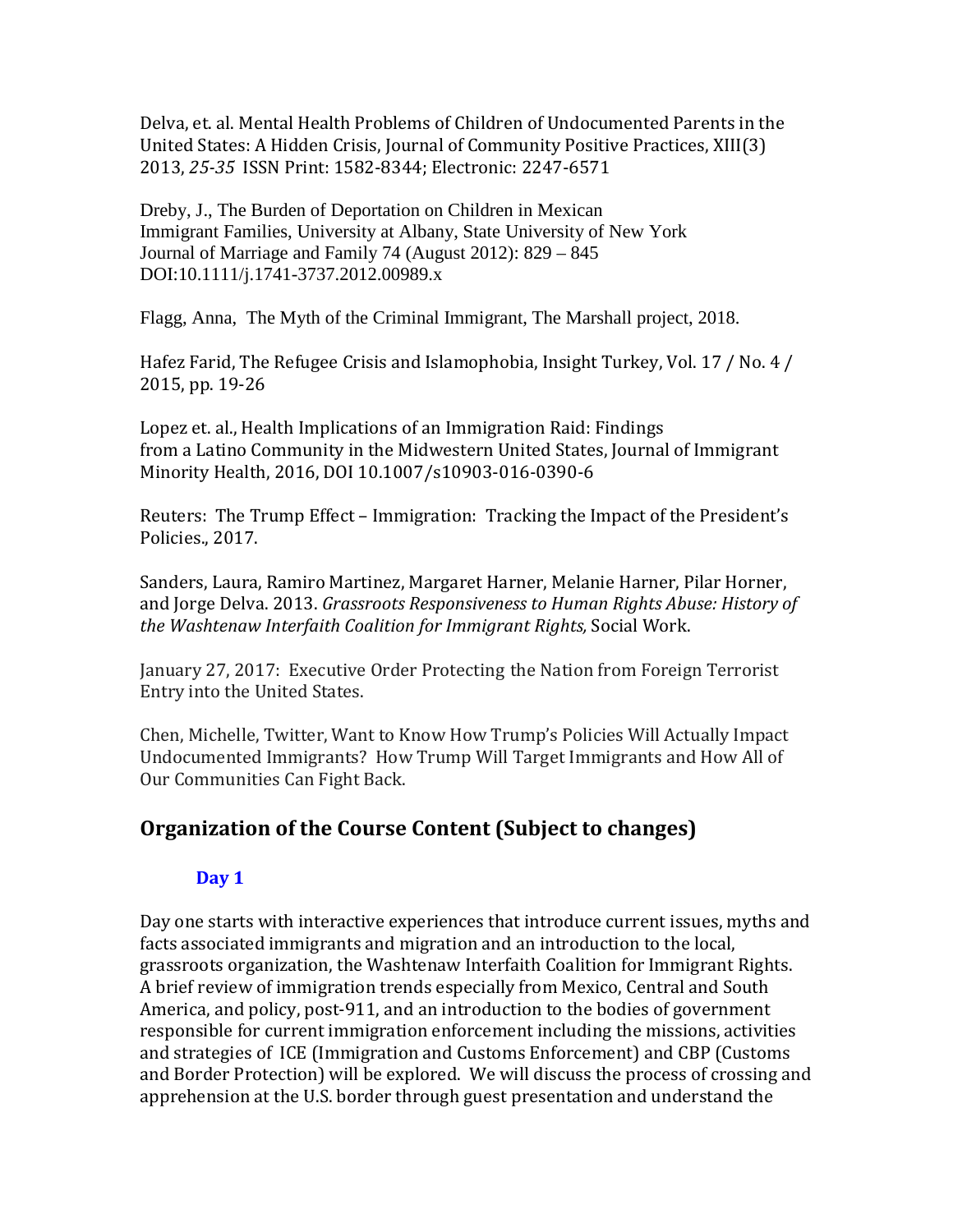Delva, et. al. Mental Health Problems of Children of Undocumented Parents in the United States: A Hidden Crisis, Journal of Community Positive Practices, XIII(3) 2013, *25-35* ISSN Print: 1582-8344; Electronic: 2247-6571

Dreby, J., The Burden of Deportation on Children in Mexican Immigrant Families, University at Albany, State University of New York Journal of Marriage and Family 74 (August 2012): 829 – 845 DOI:10.1111/j.1741-3737.2012.00989.x

Flagg, Anna, The Myth of the Criminal Immigrant, The Marshall project, 2018.

Hafez Farid, The Refugee Crisis and Islamophobia, Insight Turkey, Vol. 17 / No. 4 / 2015, pp. 19-26

Lopez et. al., Health Implications of an Immigration Raid: Findings from a Latino Community in the Midwestern United States, Journal of Immigrant Minority Health, 2016, DOI 10.1007/s10903-016-0390-6

Reuters: The Trump Effect – Immigration: Tracking the Impact of the President's Policies., 2017.

Sanders, Laura, Ramiro Martinez, Margaret Harner, Melanie Harner, Pilar Horner, and Jorge Delva. 2013. *Grassroots Responsiveness to Human Rights Abuse: History of the Washtenaw Interfaith Coalition for Immigrant Rights,* Social Work.

January 27, 2017: Executive Order Protecting the Nation from Foreign Terrorist Entry into the United States.

Chen, Michelle, Twitter, Want to Know How Trump's Policies Will Actually Impact Undocumented Immigrants? How Trump Will Target Immigrants and How All of Our Communities Can Fight Back.

## Organization of the Course Content (Subject to changes)

### Day 1

Day one starts with interactive experiences that introduce current issues, myths and facts associated immigrants and migration and an introduction to the local, grassroots organization, the Washtenaw Interfaith Coalition for Immigrant Rights. A brief review of immigration trends especially from Mexico, Central and South America, and policy, post-911, and an introduction to the bodies of government responsible for current immigration enforcement including the missions, activities and strategies of ICE (Immigration and Customs Enforcement) and CBP (Customs and Border Protection) will be explored. We will discuss the process of crossing and apprehension at the U.S. border through guest presentation and understand the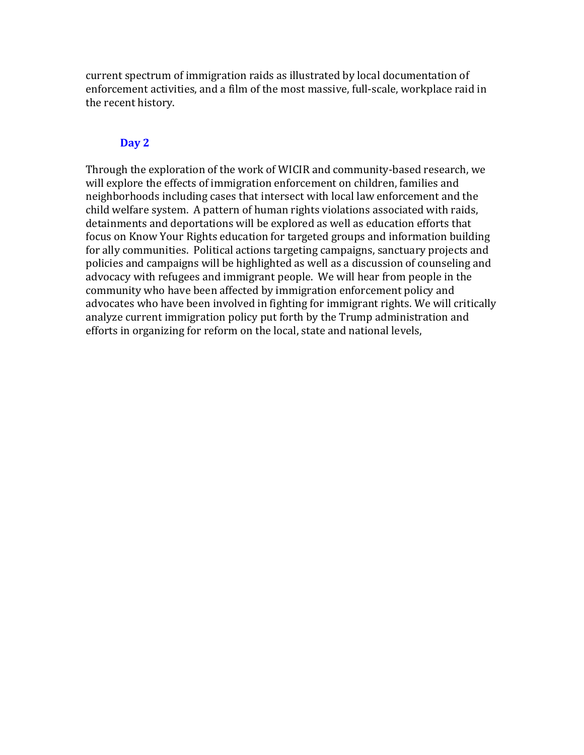current spectrum of immigration raids as illustrated by local documentation of enforcement activities, and a film of the most massive, full-scale, workplace raid in the recent history.

## Day 2

Through the exploration of the work of WICIR and community-based research, we will explore the effects of immigration enforcement on children, families and neighborhoods including cases that intersect with local law enforcement and the child welfare system. A pattern of human rights violations associated with raids, detainments and deportations will be explored as well as education efforts that focus on Know Your Rights education for targeted groups and information building for ally communities. Political actions targeting campaigns, sanctuary projects and policies and campaigns will be highlighted as well as a discussion of counseling and advocacy with refugees and immigrant people. We will hear from people in the community who have been affected by immigration enforcement policy and advocates who have been involved in fighting for immigrant rights. We will critically analyze current immigration policy put forth by the Trump administration and efforts in organizing for reform on the local, state and national levels,